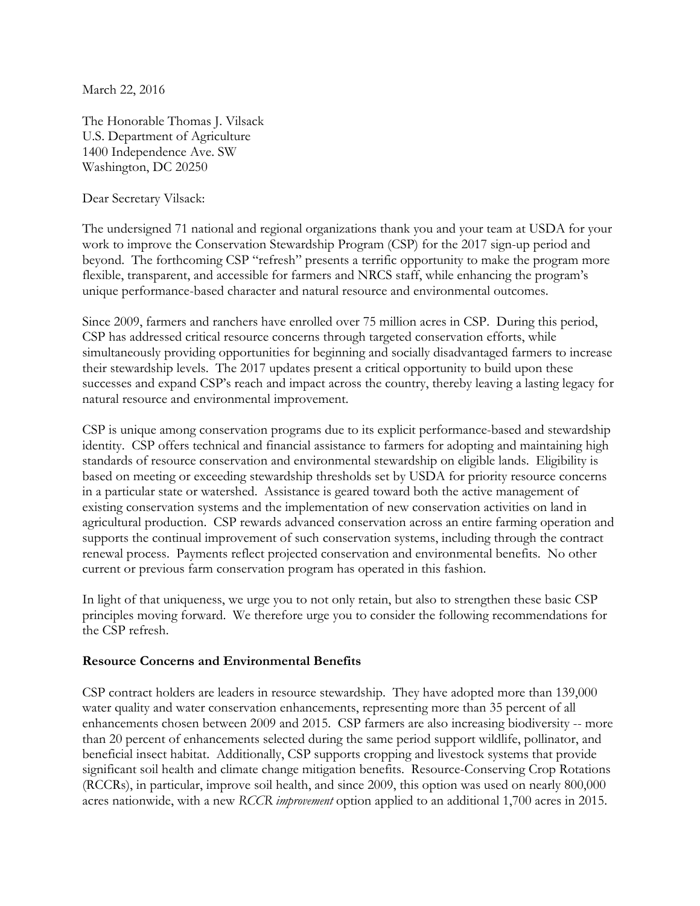March 22, 2016

The Honorable Thomas J. Vilsack
U.S. Department of Agriculture
1400 Independence Ave. SW
Washington, DC 20250

Dear Secretary Vilsack:

The undersigned 71 national and regional organizations thank you and your team at USDA for your work to improve the Conservation Stewardship Program (CSP) for the 2017 sign-up period and beyond. The forthcoming CSP "refresh" presents a terrific opportunity to make the program more flexible, transparent, and accessible for farmers and NRCS staff, while enhancing the program's unique performance-based character and natural resource and environmental outcomes.

Since 2009, farmers and ranchers have enrolled over 75 million acres in CSP. During this period, CSP has addressed critical resource concerns through targeted conservation efforts, while simultaneously providing opportunities for beginning and socially disadvantaged farmers to increase their stewardship levels. The 2017 updates present a critical opportunity to build upon these successes and expand CSP's reach and impact across the country, thereby leaving a lasting legacy for natural resource and environmental improvement.

CSP is unique among conservation programs due to its explicit performance-based and stewardship identity. CSP offers technical and financial assistance to farmers for adopting and maintaining high standards of resource conservation and environmental stewardship on eligible lands. Eligibility is based on meeting or exceeding stewardship thresholds set by USDA for priority resource concerns in a particular state or watershed. Assistance is geared toward both the active management of existing conservation systems and the implementation of new conservation activities on land in agricultural production. CSP rewards advanced conservation across an entire farming operation and supports the continual improvement of such conservation systems, including through the contract renewal process. Payments reflect projected conservation and environmental benefits. No other current or previous farm conservation program has operated in this fashion.

In light of that uniqueness, we urge you to not only retain, but also to strengthen these basic CSP principles moving forward. We therefore urge you to consider the following recommendations for the CSP refresh.

**Resource Concerns and Environmental Benefits**

CSP contract holders are leaders in resource stewardship. They have adopted more than 139,000 water quality and water conservation enhancements, representing more than 35 percent of all enhancements chosen between 2009 and 2015. CSP farmers are also increasing biodiversity -- more than 20 percent of enhancements selected during the same period support wildlife, pollinator, and beneficial insect habitat. Additionally, CSP supports cropping and livestock systems that provide significant soil health and climate change mitigation benefits. Resource-Conserving Crop Rotations (RCCRs), in particular, improve soil health, and since 2009, this option was used on nearly 800,000 acres nationwide, with a new *RCCR improvement* option applied to an additional 1,700 acres in 2015.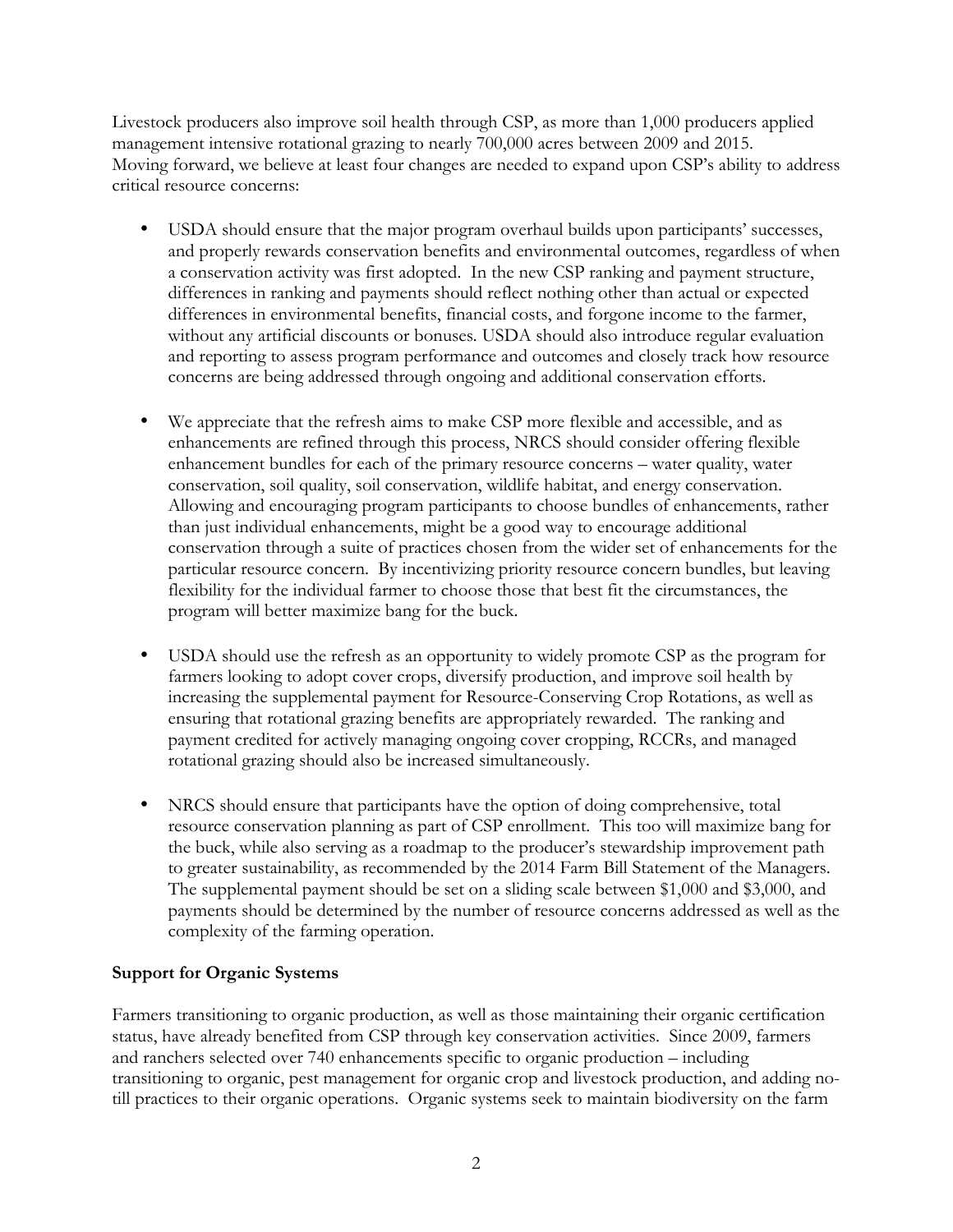Livestock producers also improve soil health through CSP, as more than 1,000 producers applied management intensive rotational grazing to nearly 700,000 acres between 2009 and 2015. Moving forward, we believe at least four changes are needed to expand upon CSP's ability to address critical resource concerns:

- USDA should ensure that the major program overhaul builds upon participants' successes, and properly rewards conservation benefits and environmental outcomes, regardless of when a conservation activity was first adopted. In the new CSP ranking and payment structure, differences in ranking and payments should reflect nothing other than actual or expected differences in environmental benefits, financial costs, and forgone income to the farmer, without any artificial discounts or bonuses. USDA should also introduce regular evaluation and reporting to assess program performance and outcomes and closely track how resource concerns are being addressed through ongoing and additional conservation efforts.

- We appreciate that the refresh aims to make CSP more flexible and accessible, and as enhancements are refined through this process, NRCS should consider offering flexible enhancement bundles for each of the primary resource concerns – water quality, water conservation, soil quality, soil conservation, wildlife habitat, and energy conservation. Allowing and encouraging program participants to choose bundles of enhancements, rather than just individual enhancements, might be a good way to encourage additional conservation through a suite of practices chosen from the wider set of enhancements for the particular resource concern. By incentivizing priority resource concern bundles, but leaving flexibility for the individual farmer to choose those that best fit the circumstances, the program will better maximize bang for the buck.

- USDA should use the refresh as an opportunity to widely promote CSP as the program for farmers looking to adopt cover crops, diversify production, and improve soil health by increasing the supplemental payment for Resource-Conserving Crop Rotations, as well as ensuring that rotational grazing benefits are appropriately rewarded. The ranking and payment credited for actively managing ongoing cover cropping, RCCRs, and managed rotational grazing should also be increased simultaneously.

- NRCS should ensure that participants have the option of doing comprehensive, total resource conservation planning as part of CSP enrollment. This too will maximize bang for the buck, while also serving as a roadmap to the producer's stewardship improvement path to greater sustainability, as recommended by the 2014 Farm Bill Statement of the Managers. The supplemental payment should be set on a sliding scale between $1,000 and $3,000, and payments should be determined by the number of resource concerns addressed as well as the complexity of the farming operation.

**Support for Organic Systems**

Farmers transitioning to organic production, as well as those maintaining their organic certification status, have already benefited from CSP through key conservation activities. Since 2009, farmers and ranchers selected over 740 enhancements specific to organic production – including transitioning to organic, pest management for organic crop and livestock production, and adding no-till practices to their organic operations. Organic systems seek to maintain biodiversity on the farm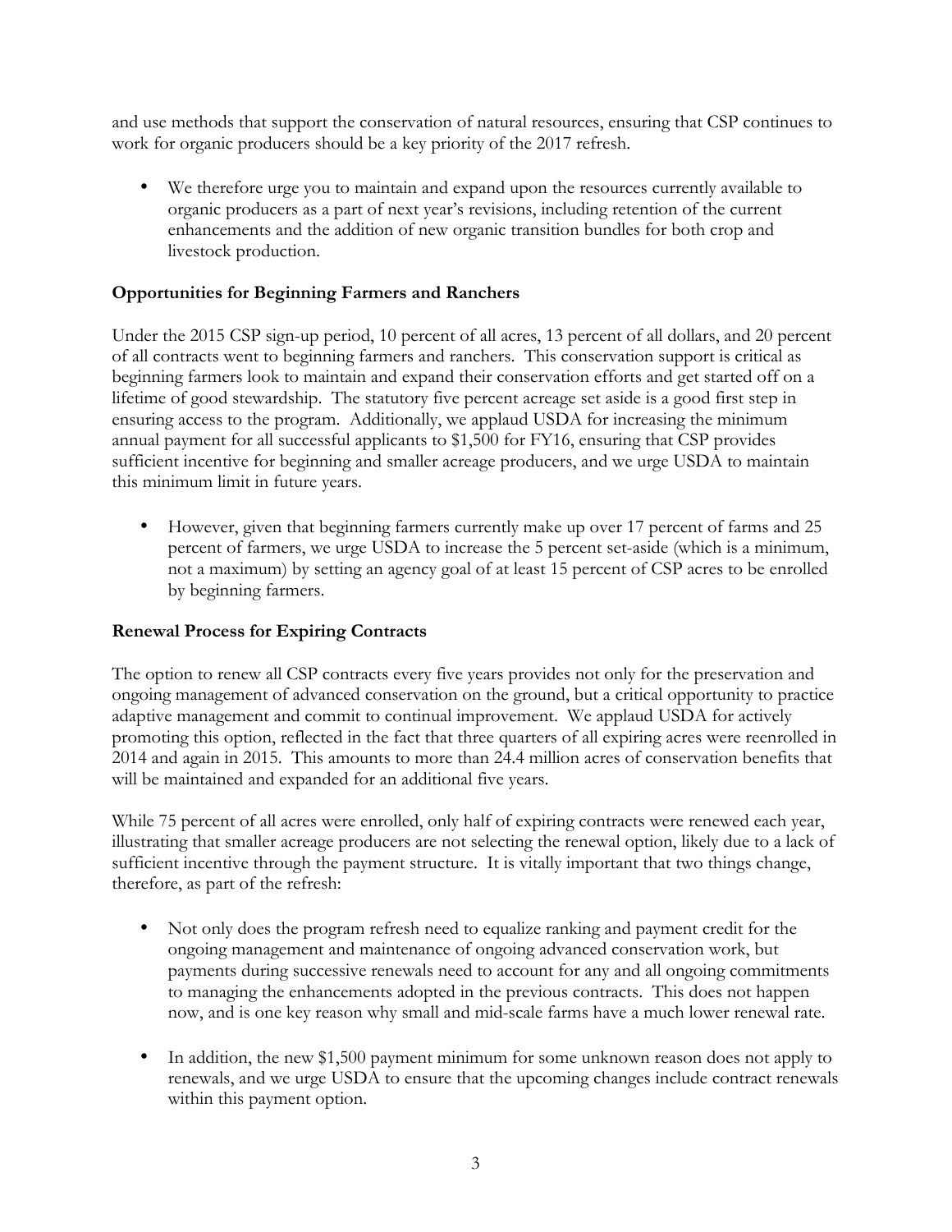and use methods that support the conservation of natural resources, ensuring that CSP continues to work for organic producers should be a key priority of the 2017 refresh.

- We therefore urge you to maintain and expand upon the resources currently available to organic producers as a part of next year's revisions, including retention of the current enhancements and the addition of new organic transition bundles for both crop and livestock production.

**Opportunities for Beginning Farmers and Ranchers**

Under the 2015 CSP sign-up period, 10 percent of all acres, 13 percent of all dollars, and 20 percent of all contracts went to beginning farmers and ranchers. This conservation support is critical as beginning farmers look to maintain and expand their conservation efforts and get started off on a lifetime of good stewardship. The statutory five percent acreage set aside is a good first step in ensuring access to the program. Additionally, we applaud USDA for increasing the minimum annual payment for all successful applicants to $1,500 for FY16, ensuring that CSP provides sufficient incentive for beginning and smaller acreage producers, and we urge USDA to maintain this minimum limit in future years.

- However, given that beginning farmers currently make up over 17 percent of farms and 25 percent of farmers, we urge USDA to increase the 5 percent set-aside (which is a minimum, not a maximum) by setting an agency goal of at least 15 percent of CSP acres to be enrolled by beginning farmers.

**Renewal Process for Expiring Contracts**

The option to renew all CSP contracts every five years provides not only for the preservation and ongoing management of advanced conservation on the ground, but a critical opportunity to practice adaptive management and commit to continual improvement. We applaud USDA for actively promoting this option, reflected in the fact that three quarters of all expiring acres were reenrolled in 2014 and again in 2015. This amounts to more than 24.4 million acres of conservation benefits that will be maintained and expanded for an additional five years.

While 75 percent of all acres were enrolled, only half of expiring contracts were renewed each year, illustrating that smaller acreage producers are not selecting the renewal option, likely due to a lack of sufficient incentive through the payment structure. It is vitally important that two things change, therefore, as part of the refresh:

- Not only does the program refresh need to equalize ranking and payment credit for the ongoing management and maintenance of ongoing advanced conservation work, but payments during successive renewals need to account for any and all ongoing commitments to managing the enhancements adopted in the previous contracts. This does not happen now, and is one key reason why small and mid-scale farms have a much lower renewal rate.

- In addition, the new $1,500 payment minimum for some unknown reason does not apply to renewals, and we urge USDA to ensure that the upcoming changes include contract renewals within this payment option.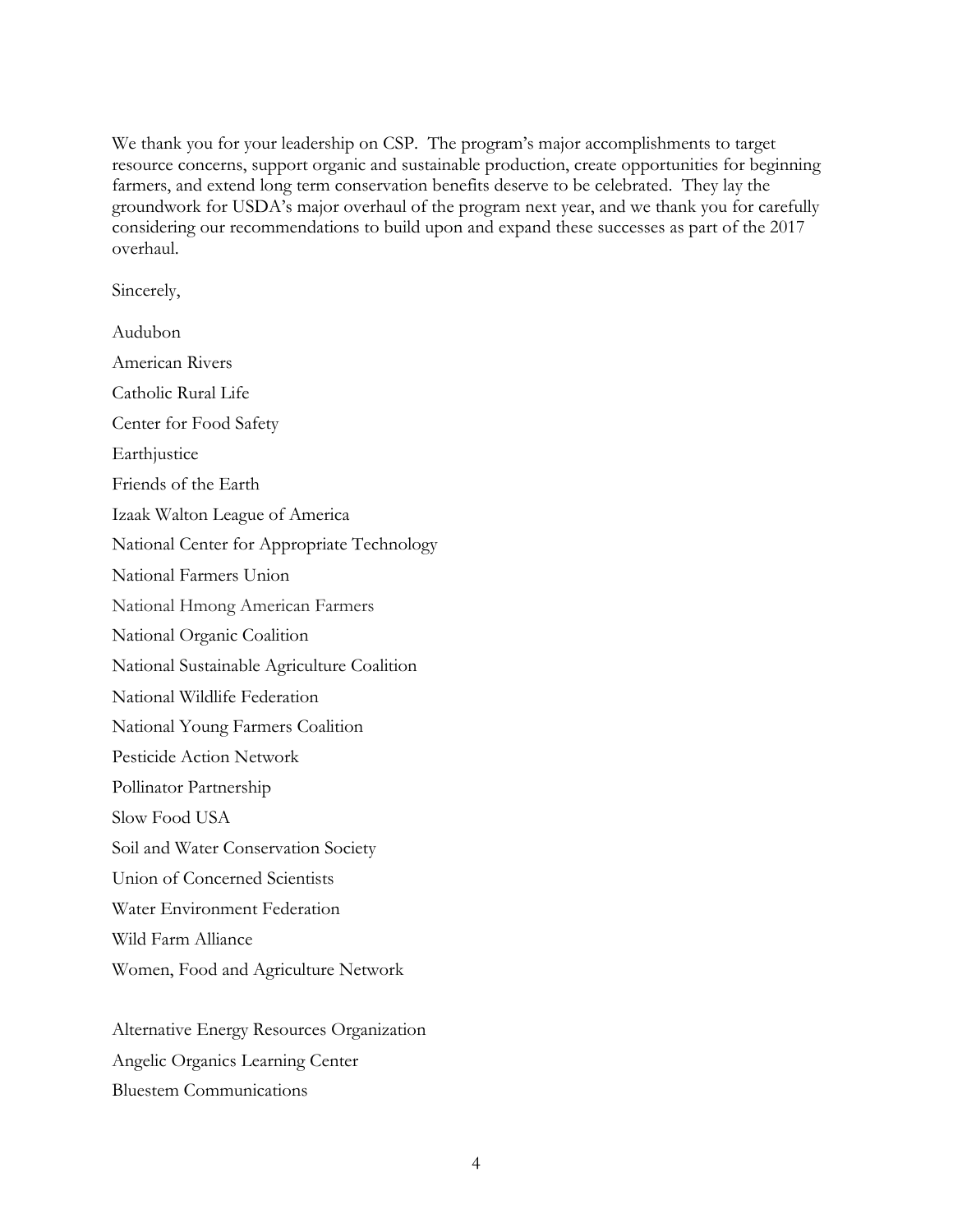We thank you for your leadership on CSP. The program's major accomplishments to target resource concerns, support organic and sustainable production, create opportunities for beginning farmers, and extend long term conservation benefits deserve to be celebrated. They lay the groundwork for USDA's major overhaul of the program next year, and we thank you for carefully considering our recommendations to build upon and expand these successes as part of the 2017 overhaul.

Sincerely,

Audubon

American Rivers

Catholic Rural Life

Center for Food Safety

Earthjustice

Friends of the Earth

Izaak Walton League of America

National Center for Appropriate Technology

National Farmers Union

National Hmong American Farmers

National Organic Coalition

National Sustainable Agriculture Coalition

National Wildlife Federation

National Young Farmers Coalition

Pesticide Action Network

Pollinator Partnership

Slow Food USA

Soil and Water Conservation Society

Union of Concerned Scientists

Water Environment Federation

Wild Farm Alliance

Women, Food and Agriculture Network

Alternative Energy Resources Organization

Angelic Organics Learning Center

Bluestem Communications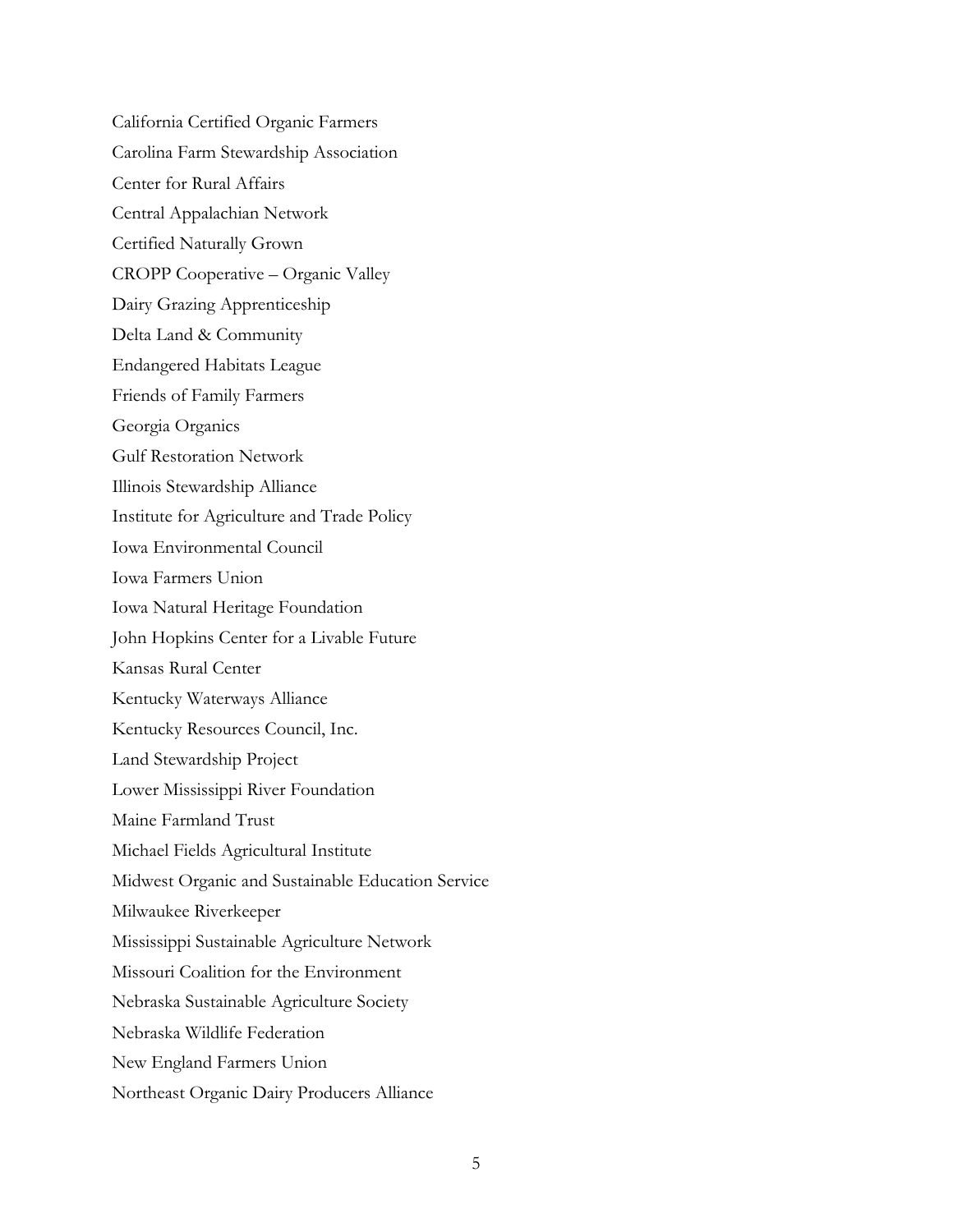California Certified Organic Farmers

Carolina Farm Stewardship Association

Center for Rural Affairs

Central Appalachian Network

Certified Naturally Grown

CROPP Cooperative – Organic Valley

Dairy Grazing Apprenticeship

Delta Land & Community

Endangered Habitats League

Friends of Family Farmers

Georgia Organics

Gulf Restoration Network

Illinois Stewardship Alliance

Institute for Agriculture and Trade Policy

Iowa Environmental Council

Iowa Farmers Union

Iowa Natural Heritage Foundation

John Hopkins Center for a Livable Future

Kansas Rural Center

Kentucky Waterways Alliance

Kentucky Resources Council, Inc.

Land Stewardship Project

Lower Mississippi River Foundation

Maine Farmland Trust

Michael Fields Agricultural Institute

Midwest Organic and Sustainable Education Service

Milwaukee Riverkeeper

Mississippi Sustainable Agriculture Network

Missouri Coalition for the Environment

Nebraska Sustainable Agriculture Society

Nebraska Wildlife Federation

New England Farmers Union

Northeast Organic Dairy Producers Alliance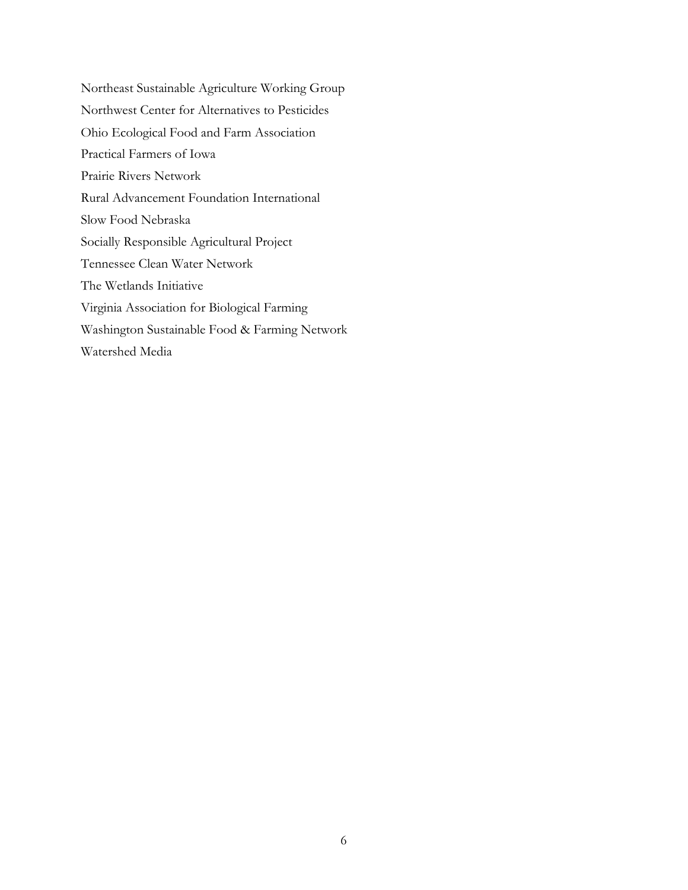Northeast Sustainable Agriculture Working Group

Northwest Center for Alternatives to Pesticides

Ohio Ecological Food and Farm Association

Practical Farmers of Iowa

Prairie Rivers Network

Rural Advancement Foundation International

Slow Food Nebraska

Socially Responsible Agricultural Project

Tennessee Clean Water Network

The Wetlands Initiative

Virginia Association for Biological Farming

Washington Sustainable Food & Farming Network

Watershed Media